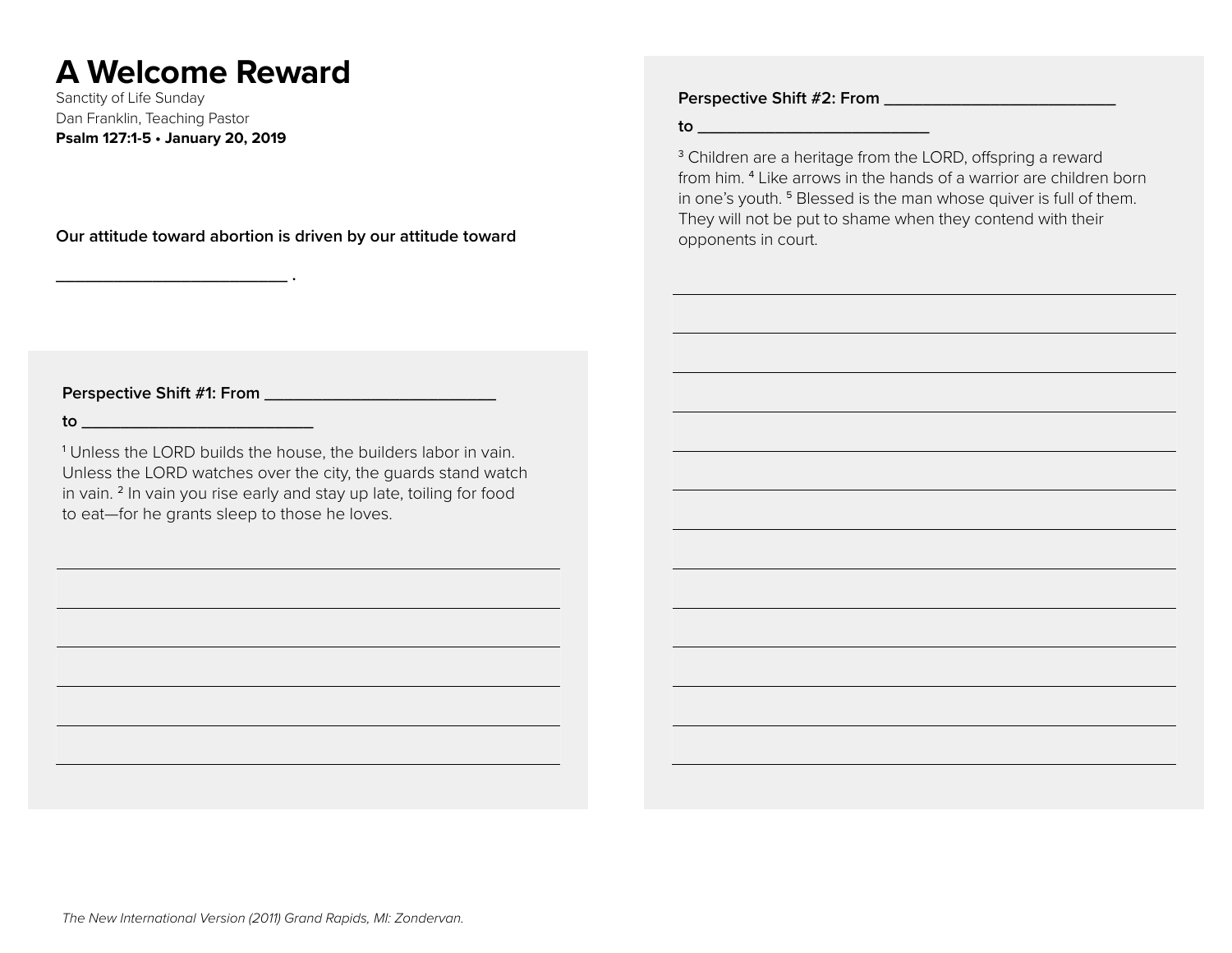# A Welcome Reward

Sanctity of Life Sunday

Dan Franklin, Teaching Pastor

**Psalm 127:1-5 • January 20, 2019**

**Our attitude toward abortion is driven by our attitude toward**

**__________________________ .**

**Perspective Shift #1: From __________________________**

**to __________________________**

[1] Unless the LORD builds the house, the builders labor in vain. Unless the LORD watches over the city, the guards stand watch in vain. [2] In vain you rise early and stay up late, toiling for food to eat—for he grants sleep to those he loves.

**Perspective Shift #2: From __________________________**

**to __________________________**

[3] Children are a heritage from the LORD, offspring a reward from him. [4] Like arrows in the hands of a warrior are children born in one's youth. [5] Blessed is the man whose quiver is full of them. They will not be put to shame when they contend with their opponents in court.

*The New International Version (2011) Grand Rapids, MI: Zondervan.*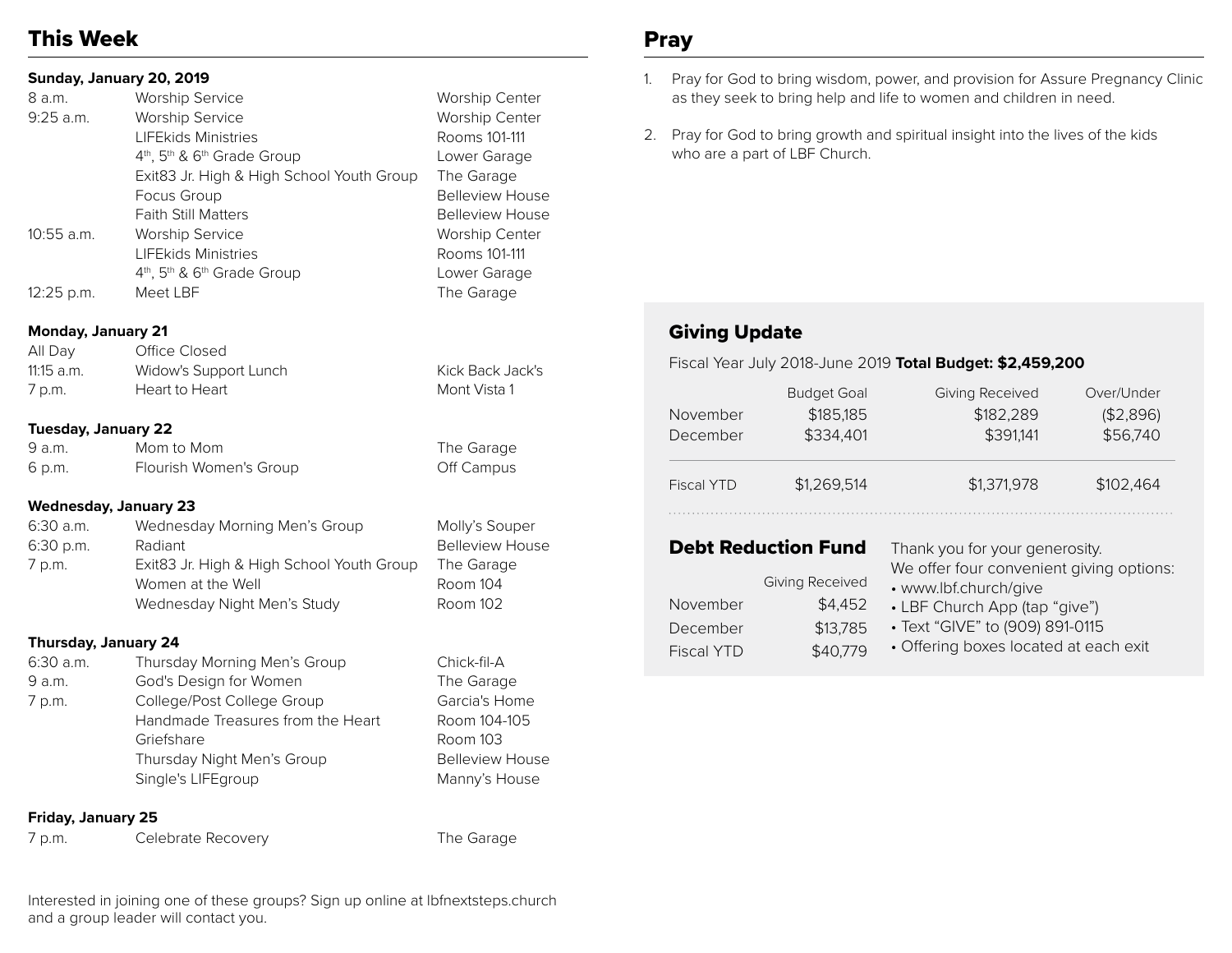## This Week

**Sunday, January 20, 2019**

| | | |
|---|---|---|
| 8 a.m. | Worship Service | Worship Center |
| 9:25 a.m. | Worship Service | Worship Center |
| | LIFEkids Ministries | Rooms 101-111 |
| | 4th, 5th & 6th Grade Group | Lower Garage |
| | Exit83 Jr. High & High School Youth Group | The Garage |
| | Focus Group | Belleview House |
| | Faith Still Matters | Belleview House |
| 10:55 a.m. | Worship Service | Worship Center |
| | LIFEkids Ministries | Rooms 101-111 |
| | 4th, 5th & 6th Grade Group | Lower Garage |
| 12:25 p.m. | Meet LBF | The Garage |

**Monday, January 21**

| | | |
|---|---|---|
| All Day | Office Closed | |
| 11:15 a.m. | Widow's Support Lunch | Kick Back Jack's |
| 7 p.m. | Heart to Heart | Mont Vista 1 |

**Tuesday, January 22**

| | | |
|---|---|---|
| 9 a.m. | Mom to Mom | The Garage |
| 6 p.m. | Flourish Women's Group | Off Campus |

**Wednesday, January 23**

| | | |
|---|---|---|
| 6:30 a.m. | Wednesday Morning Men's Group | Molly's Souper |
| 6:30 p.m. | Radiant | Belleview House |
| 7 p.m. | Exit83 Jr. High & High School Youth Group | The Garage |
| | Women at the Well | Room 104 |
| | Wednesday Night Men's Study | Room 102 |

**Thursday, January 24**

| | | |
|---|---|---|
| 6:30 a.m. | Thursday Morning Men's Group | Chick-fil-A |
| 9 a.m. | God's Design for Women | The Garage |
| 7 p.m. | College/Post College Group | Garcia's Home |
| | Handmade Treasures from the Heart | Room 104-105 |
| | Griefshare | Room 103 |
| | Thursday Night Men's Group | Belleview House |
| | Single's LIFEgroup | Manny's House |

**Friday, January 25**

| | | |
|---|---|---|
| 7 p.m. | Celebrate Recovery | The Garage |

Interested in joining one of these groups? Sign up online at lbfnextsteps.church and a group leader will contact you.

## Pray

1. Pray for God to bring wisdom, power, and provision for Assure Pregnancy Clinic as they seek to bring help and life to women and children in need.
2. Pray for God to bring growth and spiritual insight into the lives of the kids who are a part of LBF Church.

## Giving Update

Fiscal Year July 2018-June 2019 **Total Budget: $2,459,200**

| | Budget Goal | Giving Received | Over/Under |
|---|---|---|---|
| November | $185,185 | $182,289 | ($2,896) |
| December | $334,401 | $391,141 | $56,740 |
| Fiscal YTD | $1,269,514 | $1,371,978 | $102,464 |

### Debt Reduction Fund

| | Giving Received |
|---|---|
| November | $4,452 |
| December | $13,785 |
| Fiscal YTD | $40,779 |

Thank you for your generosity.
We offer four convenient giving options:

- www.lbf.church/give
- LBF Church App (tap "give")
- Text "GIVE" to (909) 891-0115
- Offering boxes located at each exit